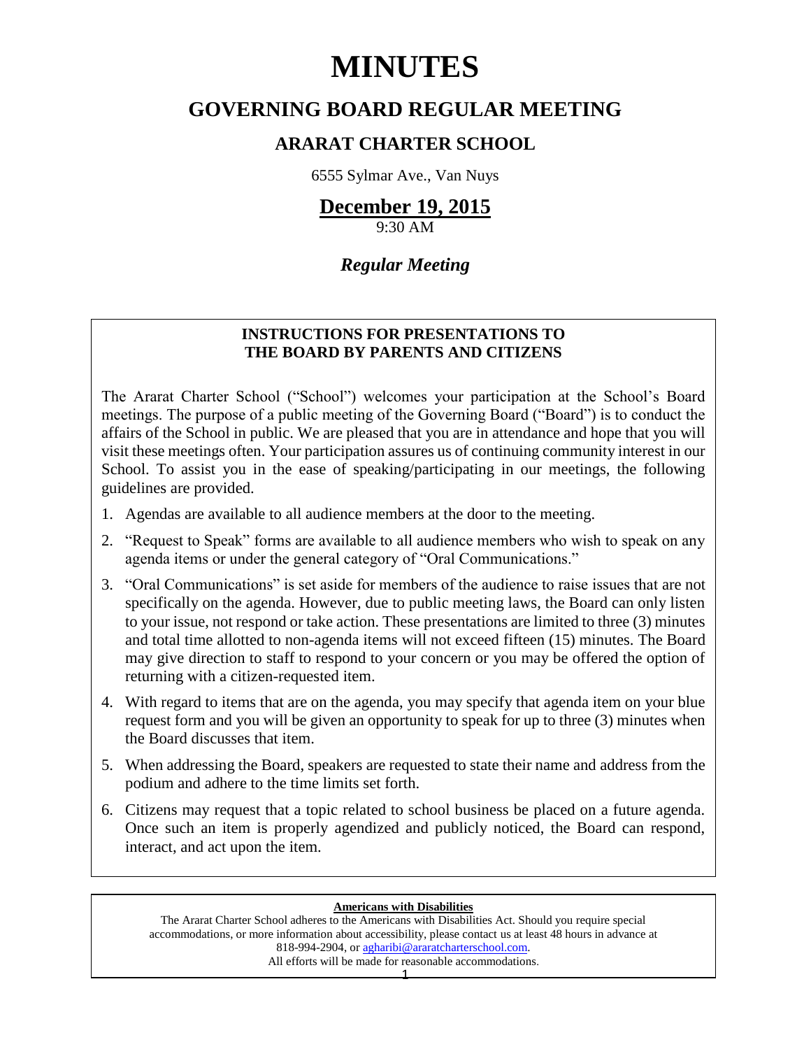# MINUTES

## GOVERNING BOARD REGULAR MEETING

### ARARAT CHARTER SCHOOL

6555 Sylmar Ave., Van Nuys

## December 19, 2015

9:30 AM

### *Regular Meeting*

**INSTRUCTIONS FOR PRESENTATIONS TO THE BOARD BY PARENTS AND CITIZENS**

The Ararat Charter School ("School") welcomes your participation at the School's Board meetings. The purpose of a public meeting of the Governing Board ("Board") is to conduct the affairs of the School in public. We are pleased that you are in attendance and hope that you will visit these meetings often. Your participation assures us of continuing community interest in our School. To assist you in the ease of speaking/participating in our meetings, the following guidelines are provided.

1. Agendas are available to all audience members at the door to the meeting.
2. "Request to Speak" forms are available to all audience members who wish to speak on any agenda items or under the general category of "Oral Communications."
3. "Oral Communications" is set aside for members of the audience to raise issues that are not specifically on the agenda. However, due to public meeting laws, the Board can only listen to your issue, not respond or take action. These presentations are limited to three (3) minutes and total time allotted to non-agenda items will not exceed fifteen (15) minutes. The Board may give direction to staff to respond to your concern or you may be offered the option of returning with a citizen-requested item.
4. With regard to items that are on the agenda, you may specify that agenda item on your blue request form and you will be given an opportunity to speak for up to three (3) minutes when the Board discusses that item.
5. When addressing the Board, speakers are requested to state their name and address from the podium and adhere to the time limits set forth.
6. Citizens may request that a topic related to school business be placed on a future agenda. Once such an item is properly agendized and publicly noticed, the Board can respond, interact, and act upon the item.

**Americans with Disabilities**

The Ararat Charter School adheres to the Americans with Disabilities Act. Should you require special accommodations, or more information about accessibility, please contact us at least 48 hours in advance at 818-994-2904, or agharibi@araratcharterschool.com.
All efforts will be made for reasonable accommodations.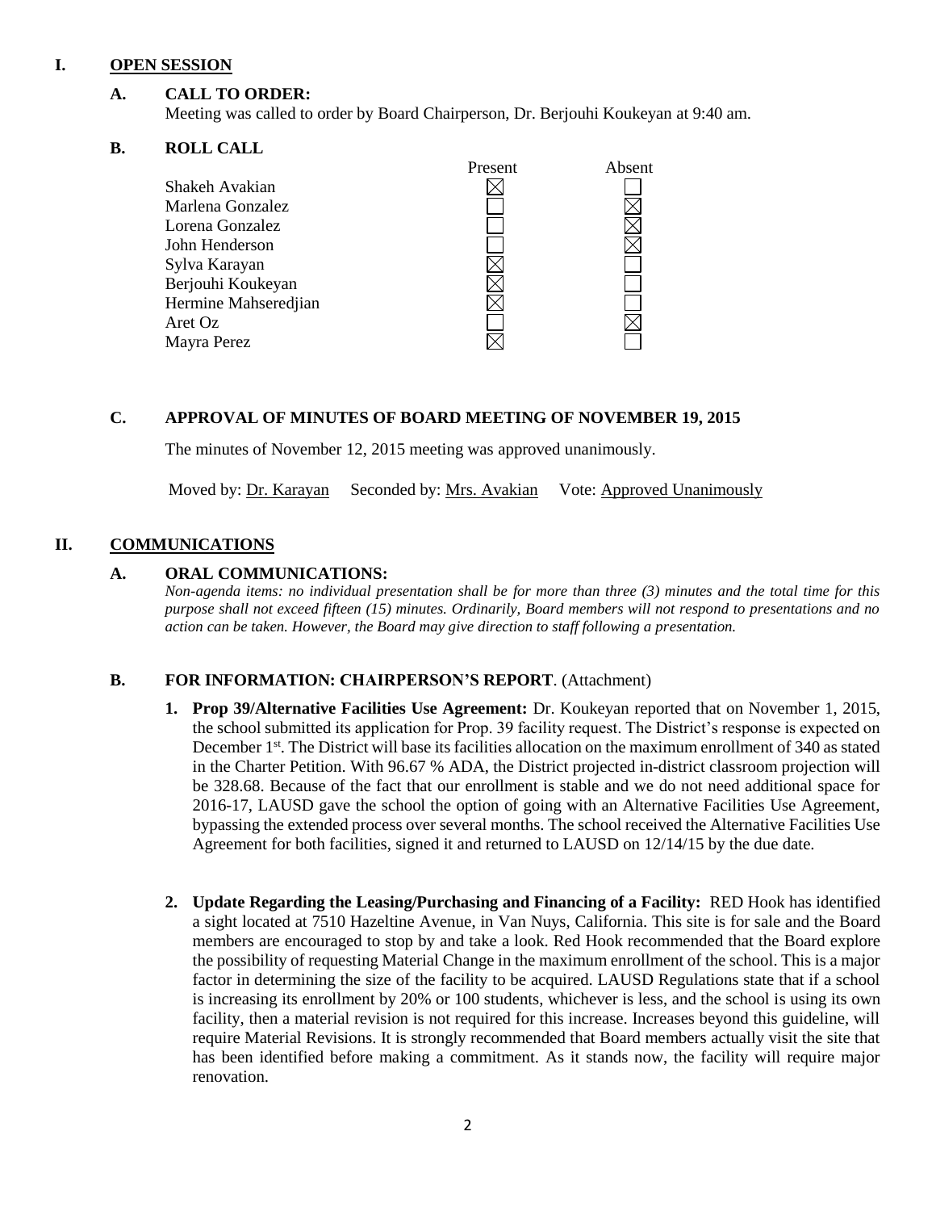## I. OPEN SESSION

### A. CALL TO ORDER:

Meeting was called to order by Board Chairperson, Dr. Berjouhi Koukeyan at 9:40 am.

### B. ROLL CALL

| | Present | Absent |
|---|---|---|
| Shakeh Avakian | ☒ | ☐ |
| Marlena Gonzalez | ☐ | ☒ |
| Lorena Gonzalez | ☐ | ☒ |
| John Henderson | ☐ | ☒ |
| Sylva Karayan | ☒ | ☐ |
| Berjouhi Koukeyan | ☒ | ☐ |
| Hermine Mahseredjian | ☒ | ☐ |
| Aret Oz | ☐ | ☒ |
| Mayra Perez | ☒ | ☐ |

### C. APPROVAL OF MINUTES OF BOARD MEETING OF NOVEMBER 19, 2015

The minutes of November 12, 2015 meeting was approved unanimously.

Moved by: Dr. Karayan   Seconded by: Mrs. Avakian   Vote: Approved Unanimously

## II. COMMUNICATIONS

### A. ORAL COMMUNICATIONS:

*Non-agenda items: no individual presentation shall be for more than three (3) minutes and the total time for this purpose shall not exceed fifteen (15) minutes. Ordinarily, Board members will not respond to presentations and no action can be taken. However, the Board may give direction to staff following a presentation.*

### B. FOR INFORMATION: CHAIRPERSON'S REPORT. (Attachment)

1. **Prop 39/Alternative Facilities Use Agreement:** Dr. Koukeyan reported that on November 1, 2015, the school submitted its application for Prop. 39 facility request. The District's response is expected on December 1st. The District will base its facilities allocation on the maximum enrollment of 340 as stated in the Charter Petition. With 96.67 % ADA, the District projected in-district classroom projection will be 328.68. Because of the fact that our enrollment is stable and we do not need additional space for 2016-17, LAUSD gave the school the option of going with an Alternative Facilities Use Agreement, bypassing the extended process over several months. The school received the Alternative Facilities Use Agreement for both facilities, signed it and returned to LAUSD on 12/14/15 by the due date.

2. **Update Regarding the Leasing/Purchasing and Financing of a Facility:** RED Hook has identified a sight located at 7510 Hazeltine Avenue, in Van Nuys, California. This site is for sale and the Board members are encouraged to stop by and take a look. Red Hook recommended that the Board explore the possibility of requesting Material Change in the maximum enrollment of the school. This is a major factor in determining the size of the facility to be acquired. LAUSD Regulations state that if a school is increasing its enrollment by 20% or 100 students, whichever is less, and the school is using its own facility, then a material revision is not required for this increase. Increases beyond this guideline, will require Material Revisions. It is strongly recommended that Board members actually visit the site that has been identified before making a commitment. As it stands now, the facility will require major renovation.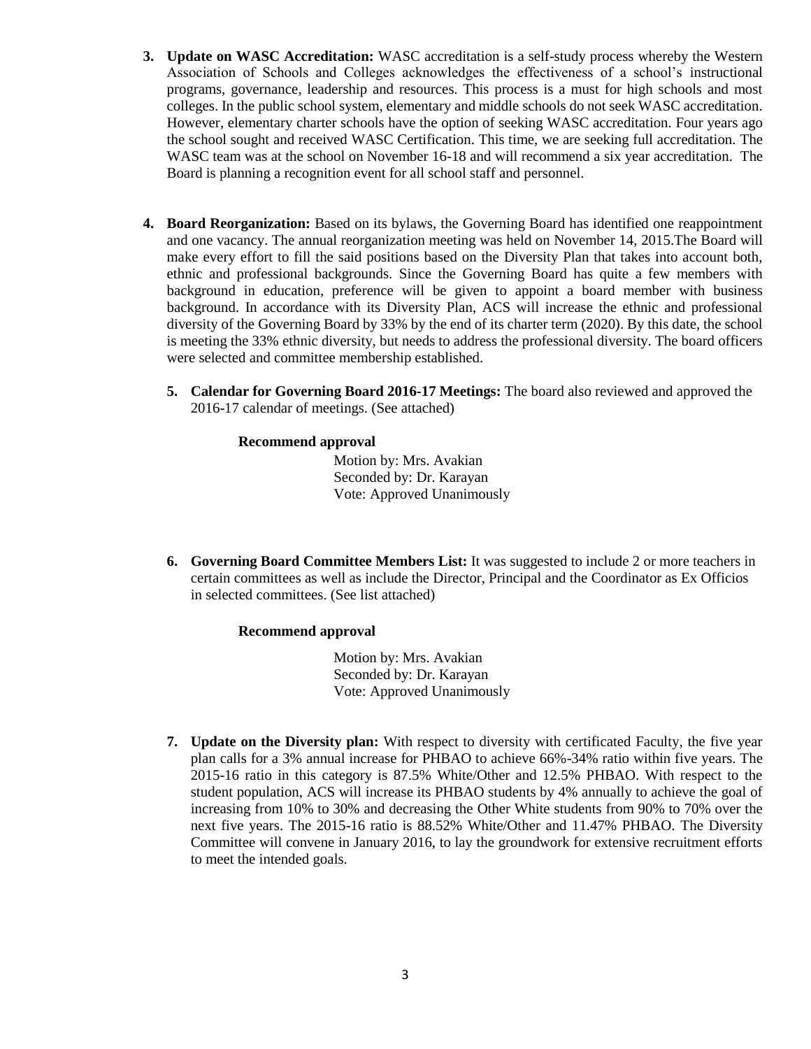3. **Update on WASC Accreditation:** WASC accreditation is a self-study process whereby the Western Association of Schools and Colleges acknowledges the effectiveness of a school's instructional programs, governance, leadership and resources. This process is a must for high schools and most colleges. In the public school system, elementary and middle schools do not seek WASC accreditation. However, elementary charter schools have the option of seeking WASC accreditation. Four years ago the school sought and received WASC Certification. This time, we are seeking full accreditation. The WASC team was at the school on November 16-18 and will recommend a six year accreditation. The Board is planning a recognition event for all school staff and personnel.

4. **Board Reorganization:** Based on its bylaws, the Governing Board has identified one reappointment and one vacancy. The annual reorganization meeting was held on November 14, 2015.The Board will make every effort to fill the said positions based on the Diversity Plan that takes into account both, ethnic and professional backgrounds. Since the Governing Board has quite a few members with background in education, preference will be given to appoint a board member with business background. In accordance with its Diversity Plan, ACS will increase the ethnic and professional diversity of the Governing Board by 33% by the end of its charter term (2020). By this date, the school is meeting the 33% ethnic diversity, but needs to address the professional diversity. The board officers were selected and committee membership established.

5. **Calendar for Governing Board 2016-17 Meetings:** The board also reviewed and approved the 2016-17 calendar of meetings. (See attached)

   **Recommend approval**

   Motion by: Mrs. Avakian
   Seconded by: Dr. Karayan
   Vote: Approved Unanimously

6. **Governing Board Committee Members List:** It was suggested to include 2 or more teachers in certain committees as well as include the Director, Principal and the Coordinator as Ex Officios in selected committees. (See list attached)

   **Recommend approval**

   Motion by: Mrs. Avakian
   Seconded by: Dr. Karayan
   Vote: Approved Unanimously

7. **Update on the Diversity plan:** With respect to diversity with certificated Faculty, the five year plan calls for a 3% annual increase for PHBAO to achieve 66%-34% ratio within five years. The 2015-16 ratio in this category is 87.5% White/Other and 12.5% PHBAO. With respect to the student population, ACS will increase its PHBAO students by 4% annually to achieve the goal of increasing from 10% to 30% and decreasing the Other White students from 90% to 70% over the next five years. The 2015-16 ratio is 88.52% White/Other and 11.47% PHBAO. The Diversity Committee will convene in January 2016, to lay the groundwork for extensive recruitment efforts to meet the intended goals.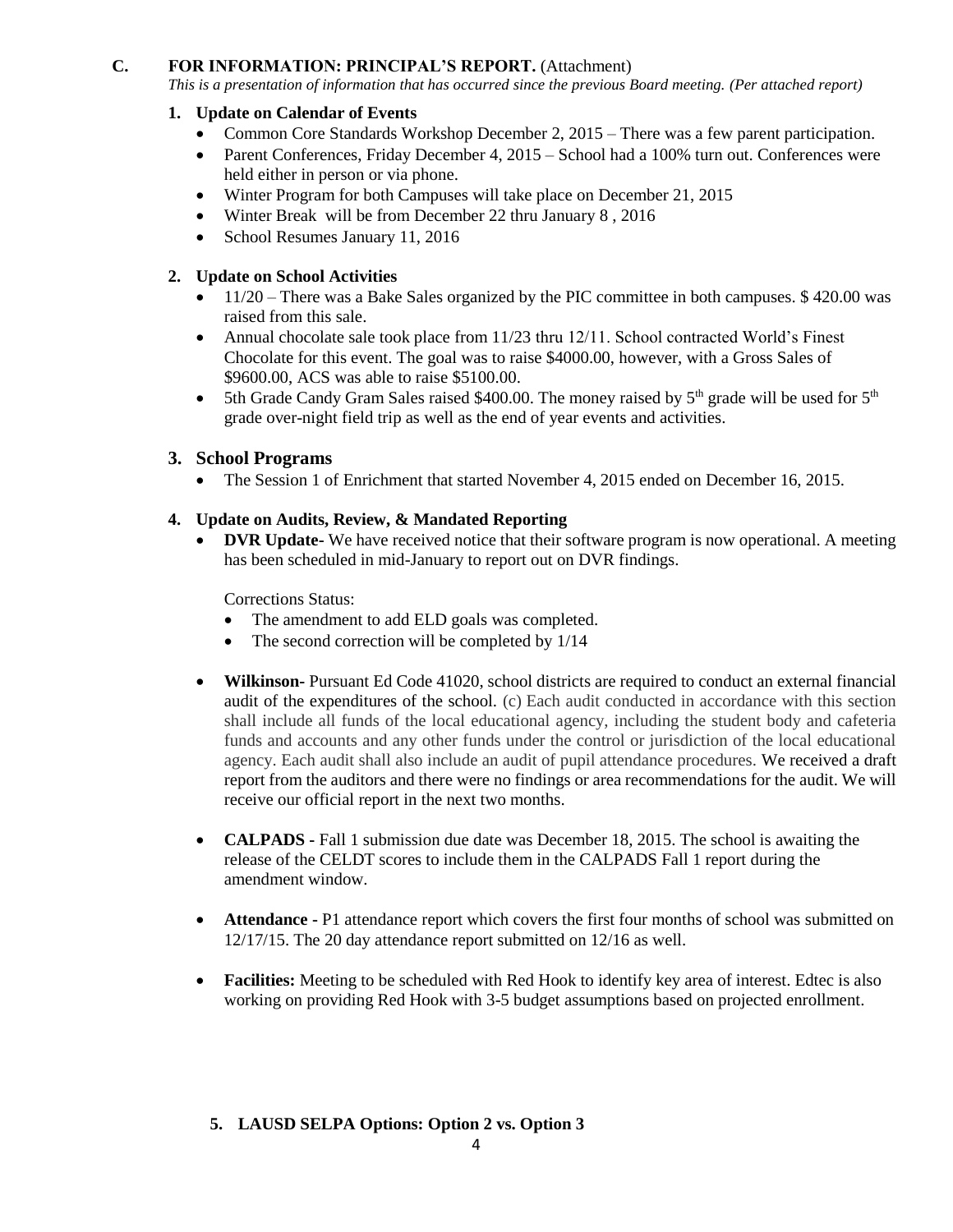### C. FOR INFORMATION: PRINCIPAL'S REPORT. (Attachment)

*This is a presentation of information that has occurred since the previous Board meeting. (Per attached report)*

**1. Update on Calendar of Events**

- Common Core Standards Workshop December 2, 2015 – There was a few parent participation.
- Parent Conferences, Friday December 4, 2015 – School had a 100% turn out. Conferences were held either in person or via phone.
- Winter Program for both Campuses will take place on December 21, 2015
- Winter Break will be from December 22 thru January 8 , 2016
- School Resumes January 11, 2016

**2. Update on School Activities**

- 11/20 – There was a Bake Sales organized by the PIC committee in both campuses. $ 420.00 was raised from this sale.
- Annual chocolate sale took place from 11/23 thru 12/11. School contracted World's Finest Chocolate for this event. The goal was to raise $4000.00, however, with a Gross Sales of $9600.00, ACS was able to raise $5100.00.
- 5th Grade Candy Gram Sales raised $400.00. The money raised by 5th grade will be used for 5th grade over-night field trip as well as the end of year events and activities.

**3. School Programs**

- The Session 1 of Enrichment that started November 4, 2015 ended on December 16, 2015.

**4. Update on Audits, Review, & Mandated Reporting**

- **DVR Update-** We have received notice that their software program is now operational. A meeting has been scheduled in mid-January to report out on DVR findings.

  Corrections Status:
  - The amendment to add ELD goals was completed.
  - The second correction will be completed by 1/14

- **Wilkinson-** Pursuant Ed Code 41020, school districts are required to conduct an external financial audit of the expenditures of the school. (c) Each audit conducted in accordance with this section shall include all funds of the local educational agency, including the student body and cafeteria funds and accounts and any other funds under the control or jurisdiction of the local educational agency. Each audit shall also include an audit of pupil attendance procedures. We received a draft report from the auditors and there were no findings or area recommendations for the audit. We will receive our official report in the next two months.

- **CALPADS -** Fall 1 submission due date was December 18, 2015. The school is awaiting the release of the CELDT scores to include them in the CALPADS Fall 1 report during the amendment window.

- **Attendance -** P1 attendance report which covers the first four months of school was submitted on 12/17/15. The 20 day attendance report submitted on 12/16 as well.

- **Facilities:** Meeting to be scheduled with Red Hook to identify key area of interest. Edtec is also working on providing Red Hook with 3-5 budget assumptions based on projected enrollment.

**5. LAUSD SELPA Options: Option 2 vs. Option 3**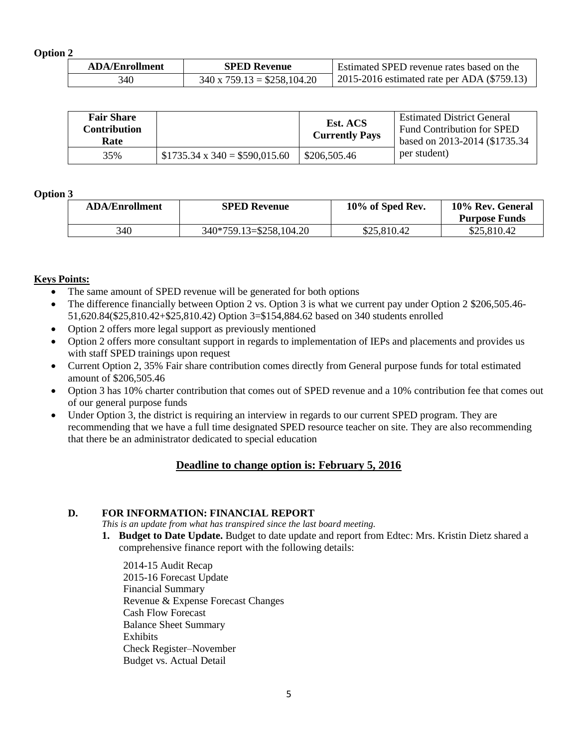**Option 2**

| ADA/Enrollment | SPED Revenue | Estimated SPED revenue rates based on the 2015-2016 estimated rate per ADA ($759.13) |
|---|---|---|
| 340 | 340 x 759.13 = $258,104.20 | |

| Fair Share Contribution Rate | | Est. ACS Currently Pays | Estimated District General Fund Contribution for SPED based on 2013-2014 ($1735.34 per student) |
|---|---|---|---|
| 35% | $1735.34 x 340 = $590,015.60 | $206,505.46 | |

**Option 3**

| ADA/Enrollment | SPED Revenue | 10% of Sped Rev. | 10% Rev. General Purpose Funds |
|---|---|---|---|
| 340 | 340*759.13=$258,104.20 | $25,810.42 | $25,810.42 |

**Keys Points:**

- The same amount of SPED revenue will be generated for both options
- The difference financially between Option 2 vs. Option 3 is what we current pay under Option 2 $206,505.46-51,620.84($25,810.42+$25,810.42) Option 3=$154,884.62 based on 340 students enrolled
- Option 2 offers more legal support as previously mentioned
- Option 2 offers more consultant support in regards to implementation of IEPs and placements and provides us with staff SPED trainings upon request
- Current Option 2, 35% Fair share contribution comes directly from General purpose funds for total estimated amount of $206,505.46
- Option 3 has 10% charter contribution that comes out of SPED revenue and a 10% contribution fee that comes out of our general purpose funds
- Under Option 3, the district is requiring an interview in regards to our current SPED program. They are recommending that we have a full time designated SPED resource teacher on site. They are also recommending that there be an administrator dedicated to special education

**Deadline to change option is: February 5, 2016**

**D. FOR INFORMATION: FINANCIAL REPORT**

*This is an update from what has transpired since the last board meeting.*

1. **Budget to Date Update.** Budget to date update and report from Edtec: Mrs. Kristin Dietz shared a comprehensive finance report with the following details:

   2014-15 Audit Recap
   2015-16 Forecast Update
   Financial Summary
   Revenue & Expense Forecast Changes
   Cash Flow Forecast
   Balance Sheet Summary
   Exhibits
   Check Register–November
   Budget vs. Actual Detail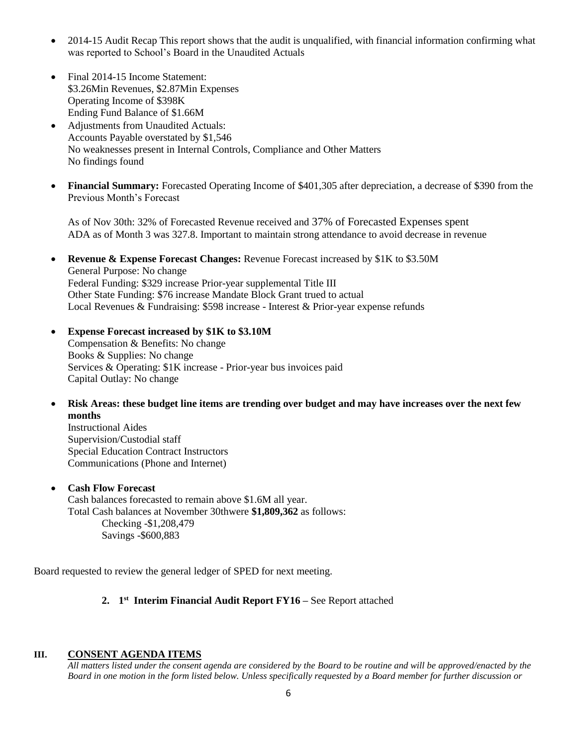- 2014-15 Audit Recap This report shows that the audit is unqualified, with financial information confirming what was reported to School's Board in the Unaudited Actuals

- Final 2014-15 Income Statement:
  $3.26Min Revenues, $2.87Min Expenses
  Operating Income of $398K
  Ending Fund Balance of $1.66M
- Adjustments from Unaudited Actuals:
  Accounts Payable overstated by $1,546
  No weaknesses present in Internal Controls, Compliance and Other Matters
  No findings found

- **Financial Summary:** Forecasted Operating Income of $401,305 after depreciation, a decrease of $390 from the Previous Month's Forecast

  As of Nov 30th: 32% of Forecasted Revenue received and 37% of Forecasted Expenses spent
  ADA as of Month 3 was 327.8. Important to maintain strong attendance to avoid decrease in revenue

- **Revenue & Expense Forecast Changes:** Revenue Forecast increased by $1K to $3.50M
  General Purpose: No change
  Federal Funding: $329 increase Prior-year supplemental Title III
  Other State Funding: $76 increase Mandate Block Grant trued to actual
  Local Revenues & Fundraising: $598 increase - Interest & Prior-year expense refunds

- **Expense Forecast increased by $1K to $3.10M**
  Compensation & Benefits: No change
  Books & Supplies: No change
  Services & Operating: $1K increase - Prior-year bus invoices paid
  Capital Outlay: No change

- **Risk Areas: these budget line items are trending over budget and may have increases over the next few months**
  Instructional Aides
  Supervision/Custodial staff
  Special Education Contract Instructors
  Communications (Phone and Internet)

- **Cash Flow Forecast**
  Cash balances forecasted to remain above $1.6M all year.
  Total Cash balances at November 30thwere **$1,809,362** as follows:
  - Checking -$1,208,479
  - Savings -$600,883

Board requested to review the general ledger of SPED for next meeting.

**2. 1st Interim Financial Audit Report FY16 –** See Report attached

## III. CONSENT AGENDA ITEMS

*All matters listed under the consent agenda are considered by the Board to be routine and will be approved/enacted by the Board in one motion in the form listed below. Unless specifically requested by a Board member for further discussion or*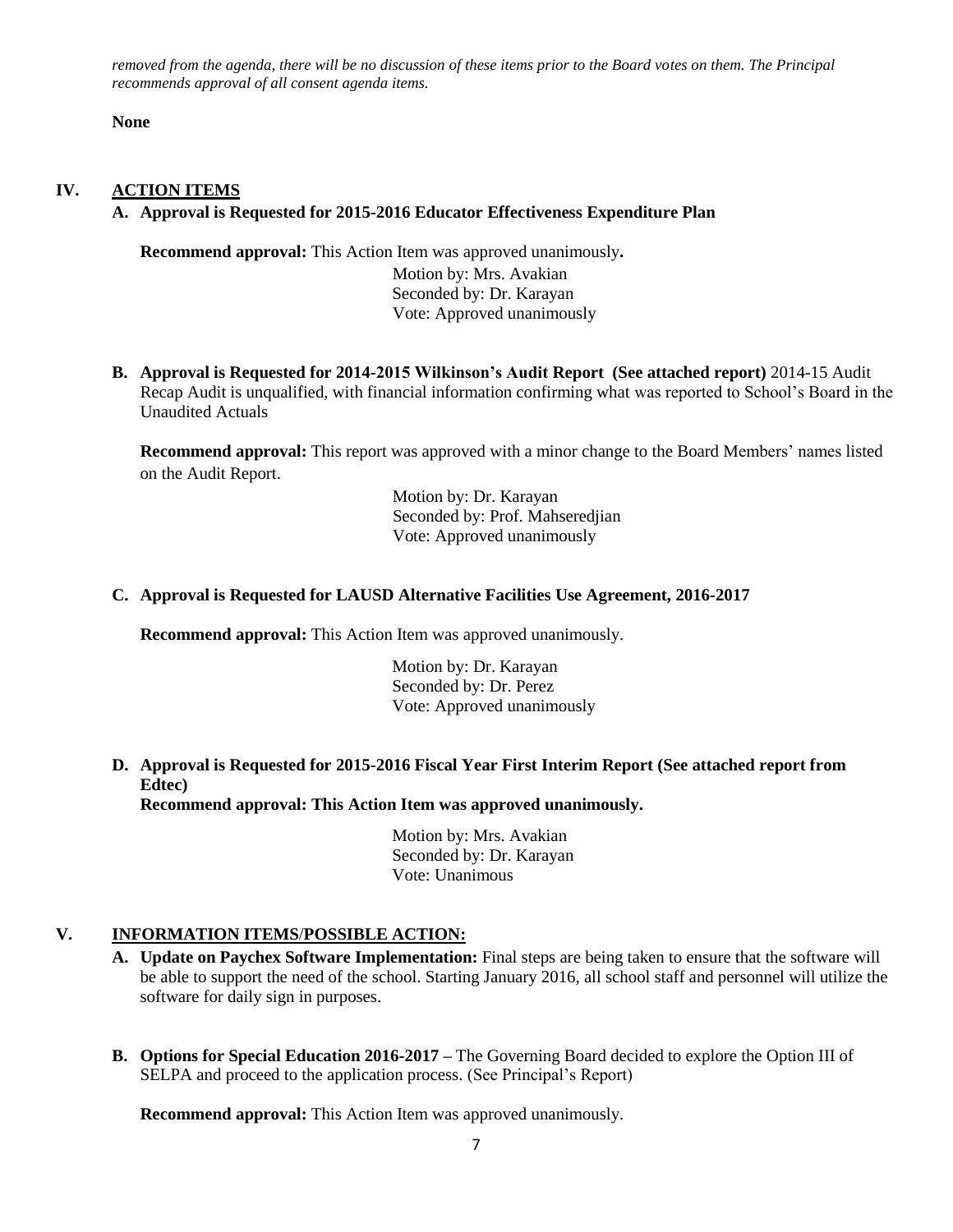*removed from the agenda, there will be no discussion of these items prior to the Board votes on them. The Principal recommends approval of all consent agenda items.*

**None**

## IV. ACTION ITEMS

**A. Approval is Requested for 2015-2016 Educator Effectiveness Expenditure Plan**

**Recommend approval:** This Action Item was approved unanimously**.**

Motion by: Mrs. Avakian
Seconded by: Dr. Karayan
Vote: Approved unanimously

**B. Approval is Requested for 2014-2015 Wilkinson's Audit Report (See attached report)** 2014-15 Audit Recap Audit is unqualified, with financial information confirming what was reported to School's Board in the Unaudited Actuals

**Recommend approval:** This report was approved with a minor change to the Board Members' names listed on the Audit Report.

Motion by: Dr. Karayan
Seconded by: Prof. Mahseredjian
Vote: Approved unanimously

**C. Approval is Requested for LAUSD Alternative Facilities Use Agreement, 2016-2017**

**Recommend approval:** This Action Item was approved unanimously.

Motion by: Dr. Karayan
Seconded by: Dr. Perez
Vote: Approved unanimously

**D. Approval is Requested for 2015-2016 Fiscal Year First Interim Report (See attached report from Edtec)**
**Recommend approval: This Action Item was approved unanimously.**

Motion by: Mrs. Avakian
Seconded by: Dr. Karayan
Vote: Unanimous

## V. INFORMATION ITEMS/POSSIBLE ACTION:

**A. Update on Paychex Software Implementation:** Final steps are being taken to ensure that the software will be able to support the need of the school. Starting January 2016, all school staff and personnel will utilize the software for daily sign in purposes.

**B. Options for Special Education 2016-2017 –** The Governing Board decided to explore the Option III of SELPA and proceed to the application process. (See Principal's Report)

**Recommend approval:** This Action Item was approved unanimously.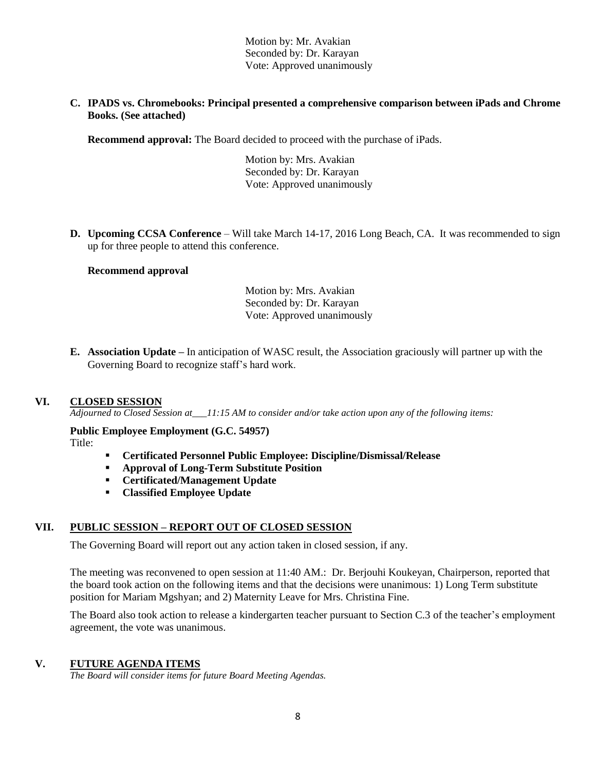Motion by: Mr. Avakian
Seconded by: Dr. Karayan
Vote: Approved unanimously

**C. IPADS vs. Chromebooks: Principal presented a comprehensive comparison between iPads and Chrome Books. (See attached)**

**Recommend approval:** The Board decided to proceed with the purchase of iPads.

Motion by: Mrs. Avakian
Seconded by: Dr. Karayan
Vote: Approved unanimously

**D. Upcoming CCSA Conference** – Will take March 14-17, 2016 Long Beach, CA. It was recommended to sign up for three people to attend this conference.

**Recommend approval**

Motion by: Mrs. Avakian
Seconded by: Dr. Karayan
Vote: Approved unanimously

**E. Association Update –** In anticipation of WASC result, the Association graciously will partner up with the Governing Board to recognize staff's hard work.

## VI. CLOSED SESSION

*Adjourned to Closed Session at___11:15 AM to consider and/or take action upon any of the following items:*

**Public Employee Employment (G.C. 54957)**

Title:

- **Certificated Personnel Public Employee: Discipline/Dismissal/Release**
- **Approval of Long-Term Substitute Position**
- **Certificated/Management Update**
- **Classified Employee Update**

## VII. PUBLIC SESSION – REPORT OUT OF CLOSED SESSION

The Governing Board will report out any action taken in closed session, if any.

The meeting was reconvened to open session at 11:40 AM.: Dr. Berjouhi Koukeyan, Chairperson, reported that the board took action on the following items and that the decisions were unanimous: 1) Long Term substitute position for Mariam Mgshyan; and 2) Maternity Leave for Mrs. Christina Fine.

The Board also took action to release a kindergarten teacher pursuant to Section C.3 of the teacher's employment agreement, the vote was unanimous.

## V. FUTURE AGENDA ITEMS

*The Board will consider items for future Board Meeting Agendas.*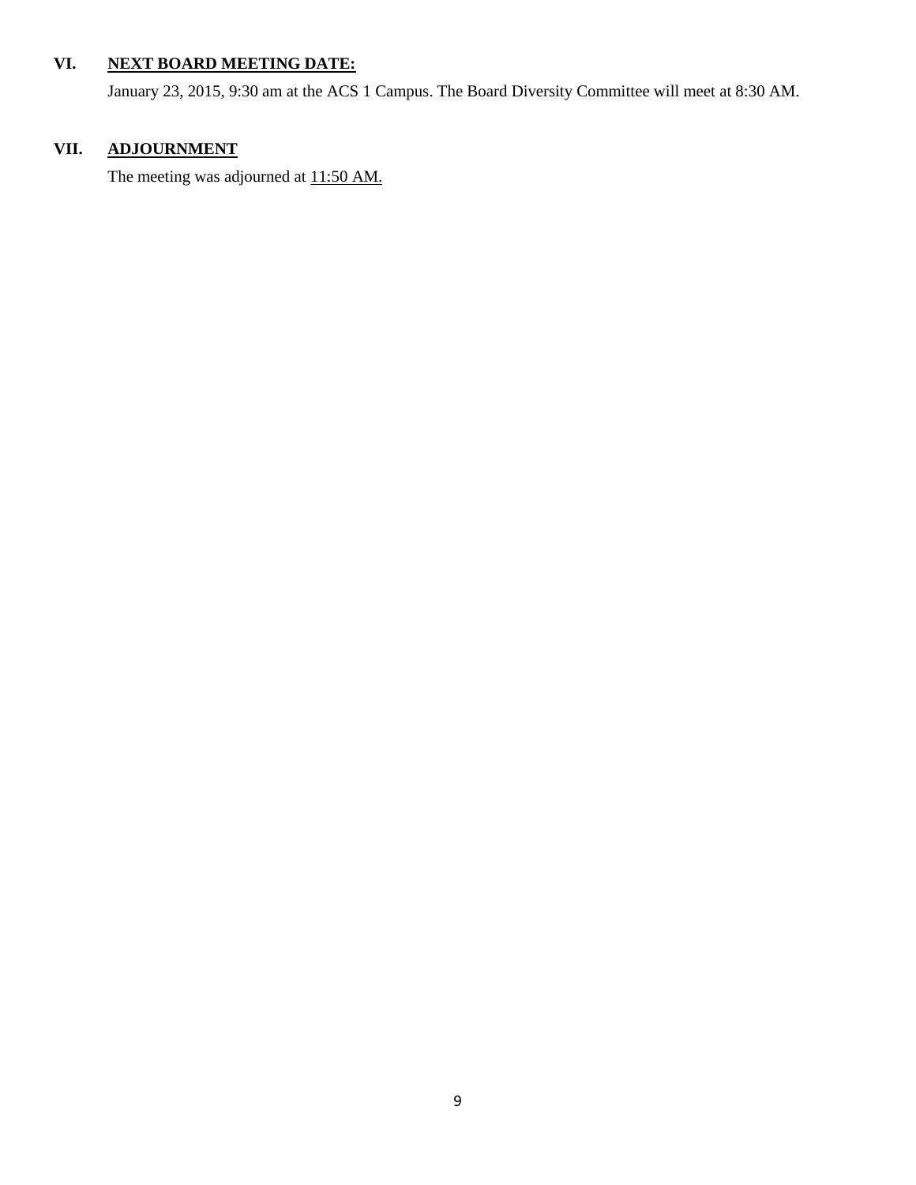## VI. <u>NEXT BOARD MEETING DATE:</u>

January 23, 2015, 9:30 am at the ACS 1 Campus. The Board Diversity Committee will meet at 8:30 AM.

## VII. <u>ADJOURNMENT</u>

The meeting was adjourned at <u>11:50 AM.</u>